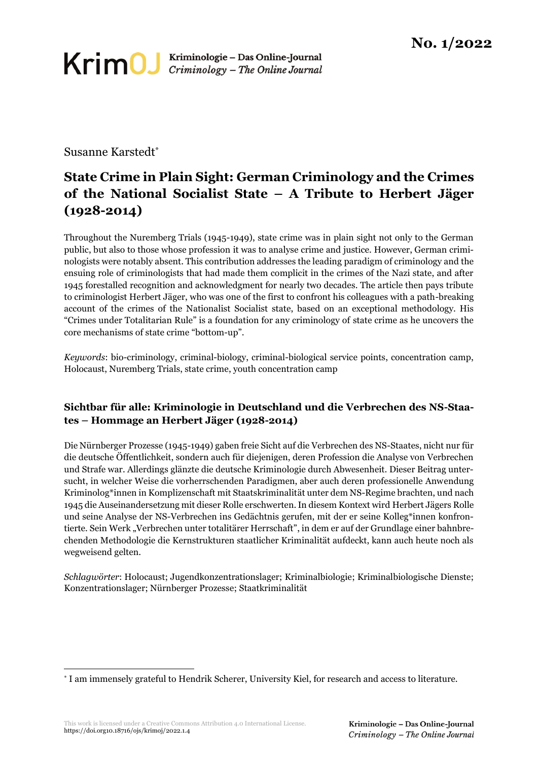Susanne Karstedt[*]

# State Crime in Plain Sight: German Criminology and the Crimes of the National Socialist State – A Tribute to Herbert Jäger (1928-2014)

Throughout the Nuremberg Trials (1945-1949), state crime was in plain sight not only to the German public, but also to those whose profession it was to analyse crime and justice. However, German criminologists were notably absent. This contribution addresses the leading paradigm of criminology and the ensuing role of criminologists that had made them complicit in the crimes of the Nazi state, and after 1945 forestalled recognition and acknowledgment for nearly two decades. The article then pays tribute to criminologist Herbert Jäger, who was one of the first to confront his colleagues with a path-breaking account of the crimes of the Nationalist Socialist state, based on an exceptional methodology. His "Crimes under Totalitarian Rule" is a foundation for any criminology of state crime as he uncovers the core mechanisms of state crime "bottom-up".

*Keywords*: bio-criminology, criminal-biology, criminal-biological service points, concentration camp, Holocaust, Nuremberg Trials, state crime, youth concentration camp

## Sichtbar für alle: Kriminologie in Deutschland und die Verbrechen des NS-Staates – Hommage an Herbert Jäger (1928-2014)

Die Nürnberger Prozesse (1945-1949) gaben freie Sicht auf die Verbrechen des NS-Staates, nicht nur für die deutsche Öffentlichkeit, sondern auch für diejenigen, deren Profession die Analyse von Verbrechen und Strafe war. Allerdings glänzte die deutsche Kriminologie durch Abwesenheit. Dieser Beitrag untersucht, in welcher Weise die vorherrschenden Paradigmen, aber auch deren professionelle Anwendung Kriminolog*innen in Komplizenschaft mit Staatskriminalität unter dem NS-Regime brachten, und nach 1945 die Auseinandersetzung mit dieser Rolle erschwerten. In diesem Kontext wird Herbert Jägers Rolle und seine Analyse der NS-Verbrechen ins Gedächtnis gerufen, mit der er seine Kolleg*innen konfrontierte. Sein Werk „Verbrechen unter totalitärer Herrschaft", in dem er auf der Grundlage einer bahnbrechenden Methodologie die Kernstrukturen staatlicher Kriminalität aufdeckt, kann auch heute noch als wegweisend gelten.

*Schlagwörter*: Holocaust; Jugendkonzentrationslager; Kriminalbiologie; Kriminalbiologische Dienste; Konzentrationslager; Nürnberger Prozesse; Staatkriminalität

[*] I am immensely grateful to Hendrik Scherer, University Kiel, for research and access to literature.

This work is licensed under a Creative Commons Attribution 4.0 International License.
https://doi.org10.18716/ojs/krimoj/2022.1.4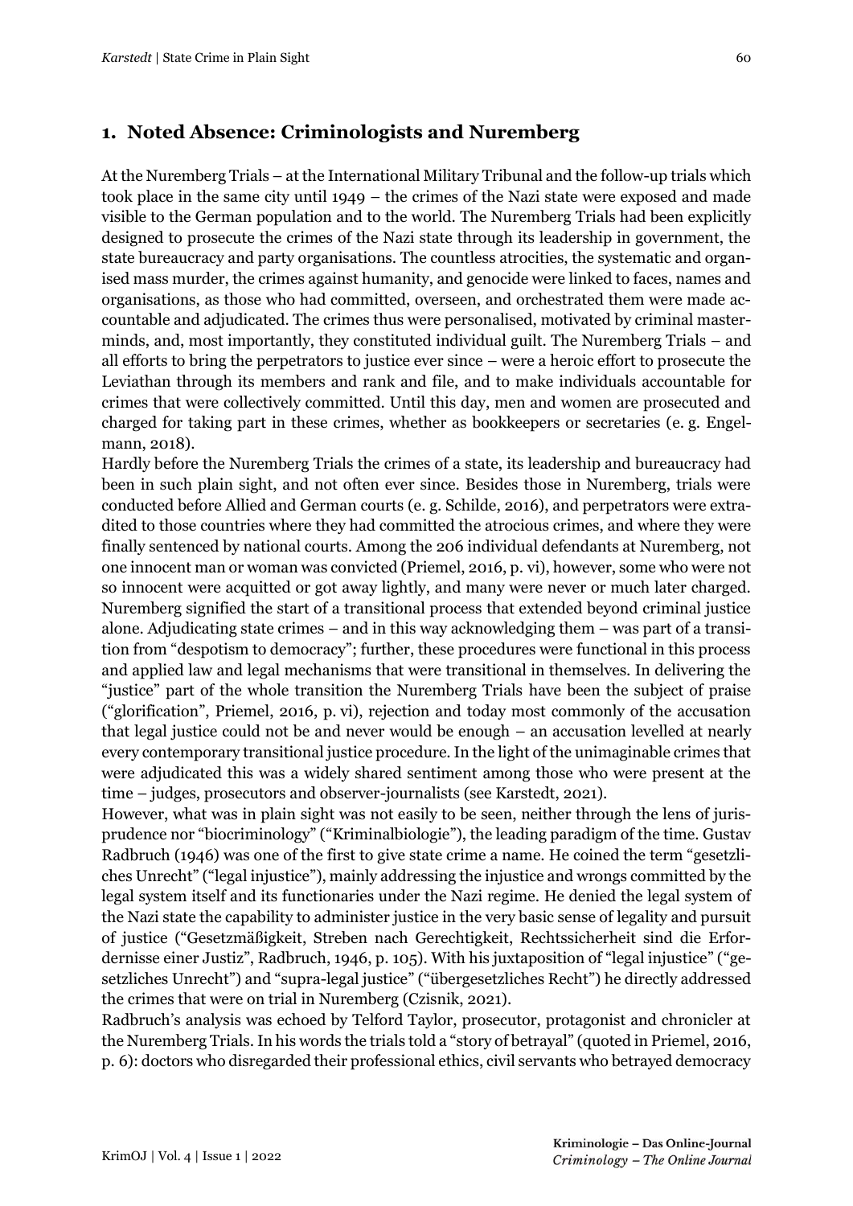## 1. Noted Absence: Criminologists and Nuremberg

At the Nuremberg Trials – at the International Military Tribunal and the follow-up trials which took place in the same city until 1949 – the crimes of the Nazi state were exposed and made visible to the German population and to the world. The Nuremberg Trials had been explicitly designed to prosecute the crimes of the Nazi state through its leadership in government, the state bureaucracy and party organisations. The countless atrocities, the systematic and organised mass murder, the crimes against humanity, and genocide were linked to faces, names and organisations, as those who had committed, overseen, and orchestrated them were made accountable and adjudicated. The crimes thus were personalised, motivated by criminal masterminds, and, most importantly, they constituted individual guilt. The Nuremberg Trials – and all efforts to bring the perpetrators to justice ever since – were a heroic effort to prosecute the Leviathan through its members and rank and file, and to make individuals accountable for crimes that were collectively committed. Until this day, men and women are prosecuted and charged for taking part in these crimes, whether as bookkeepers or secretaries (e. g. Engelmann, 2018).

Hardly before the Nuremberg Trials the crimes of a state, its leadership and bureaucracy had been in such plain sight, and not often ever since. Besides those in Nuremberg, trials were conducted before Allied and German courts (e. g. Schilde, 2016), and perpetrators were extradited to those countries where they had committed the atrocious crimes, and where they were finally sentenced by national courts. Among the 206 individual defendants at Nuremberg, not one innocent man or woman was convicted (Priemel, 2016, p. vi), however, some who were not so innocent were acquitted or got away lightly, and many were never or much later charged. Nuremberg signified the start of a transitional process that extended beyond criminal justice alone. Adjudicating state crimes – and in this way acknowledging them – was part of a transition from "despotism to democracy"; further, these procedures were functional in this process and applied law and legal mechanisms that were transitional in themselves. In delivering the "justice" part of the whole transition the Nuremberg Trials have been the subject of praise ("glorification", Priemel, 2016, p. vi), rejection and today most commonly of the accusation that legal justice could not be and never would be enough – an accusation levelled at nearly every contemporary transitional justice procedure. In the light of the unimaginable crimes that were adjudicated this was a widely shared sentiment among those who were present at the time – judges, prosecutors and observer-journalists (see Karstedt, 2021).

However, what was in plain sight was not easily to be seen, neither through the lens of jurisprudence nor "biocriminology" ("Kriminalbiologie"), the leading paradigm of the time. Gustav Radbruch (1946) was one of the first to give state crime a name. He coined the term "gesetzliches Unrecht" ("legal injustice"), mainly addressing the injustice and wrongs committed by the legal system itself and its functionaries under the Nazi regime. He denied the legal system of the Nazi state the capability to administer justice in the very basic sense of legality and pursuit of justice ("Gesetzmäßigkeit, Streben nach Gerechtigkeit, Rechtssicherheit sind die Erfordernisse einer Justiz", Radbruch, 1946, p. 105). With his juxtaposition of "legal injustice" ("gesetzliches Unrecht") and "supra-legal justice" ("übergesetzliches Recht") he directly addressed the crimes that were on trial in Nuremberg (Czisnik, 2021).

Radbruch's analysis was echoed by Telford Taylor, prosecutor, protagonist and chronicler at the Nuremberg Trials. In his words the trials told a "story of betrayal" (quoted in Priemel, 2016, p. 6): doctors who disregarded their professional ethics, civil servants who betrayed democracy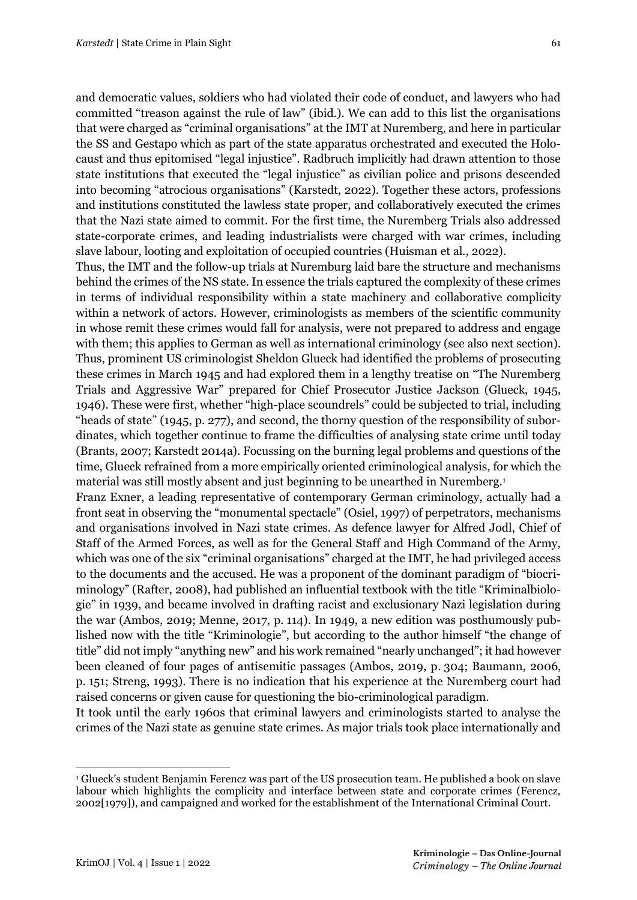and democratic values, soldiers who had violated their code of conduct, and lawyers who had committed "treason against the rule of law" (ibid.). We can add to this list the organisations that were charged as "criminal organisations" at the IMT at Nuremberg, and here in particular the SS and Gestapo which as part of the state apparatus orchestrated and executed the Holocaust and thus epitomised "legal injustice". Radbruch implicitly had drawn attention to those state institutions that executed the "legal injustice" as civilian police and prisons descended into becoming "atrocious organisations" (Karstedt, 2022). Together these actors, professions and institutions constituted the lawless state proper, and collaboratively executed the crimes that the Nazi state aimed to commit. For the first time, the Nuremberg Trials also addressed state-corporate crimes, and leading industrialists were charged with war crimes, including slave labour, looting and exploitation of occupied countries (Huisman et al., 2022).

Thus, the IMT and the follow-up trials at Nuremburg laid bare the structure and mechanisms behind the crimes of the NS state. In essence the trials captured the complexity of these crimes in terms of individual responsibility within a state machinery and collaborative complicity within a network of actors. However, criminologists as members of the scientific community in whose remit these crimes would fall for analysis, were not prepared to address and engage with them; this applies to German as well as international criminology (see also next section). Thus, prominent US criminologist Sheldon Glueck had identified the problems of prosecuting these crimes in March 1945 and had explored them in a lengthy treatise on "The Nuremberg Trials and Aggressive War" prepared for Chief Prosecutor Justice Jackson (Glueck, 1945, 1946). These were first, whether "high-place scoundrels" could be subjected to trial, including "heads of state" (1945, p. 277), and second, the thorny question of the responsibility of subordinates, which together continue to frame the difficulties of analysing state crime until today (Brants, 2007; Karstedt 2014a). Focussing on the burning legal problems and questions of the time, Glueck refrained from a more empirically oriented criminological analysis, for which the material was still mostly absent and just beginning to be unearthed in Nuremberg.[1]

Franz Exner, a leading representative of contemporary German criminology, actually had a front seat in observing the "monumental spectacle" (Osiel, 1997) of perpetrators, mechanisms and organisations involved in Nazi state crimes. As defence lawyer for Alfred Jodl, Chief of Staff of the Armed Forces, as well as for the General Staff and High Command of the Army, which was one of the six "criminal organisations" charged at the IMT, he had privileged access to the documents and the accused. He was a proponent of the dominant paradigm of "biocriminology" (Rafter, 2008), had published an influential textbook with the title "Kriminalbiologie" in 1939, and became involved in drafting racist and exclusionary Nazi legislation during the war (Ambos, 2019; Menne, 2017, p. 114). In 1949, a new edition was posthumously published now with the title "Kriminologie", but according to the author himself "the change of title" did not imply "anything new" and his work remained "nearly unchanged"; it had however been cleaned of four pages of antisemitic passages (Ambos, 2019, p. 304; Baumann, 2006, p. 151; Streng, 1993). There is no indication that his experience at the Nuremberg court had raised concerns or given cause for questioning the bio-criminological paradigm.

It took until the early 1960s that criminal lawyers and criminologists started to analyse the crimes of the Nazi state as genuine state crimes. As major trials took place internationally and

[1] Glueck's student Benjamin Ferencz was part of the US prosecution team. He published a book on slave labour which highlights the complicity and interface between state and corporate crimes (Ferencz, 2002[1979]), and campaigned and worked for the establishment of the International Criminal Court.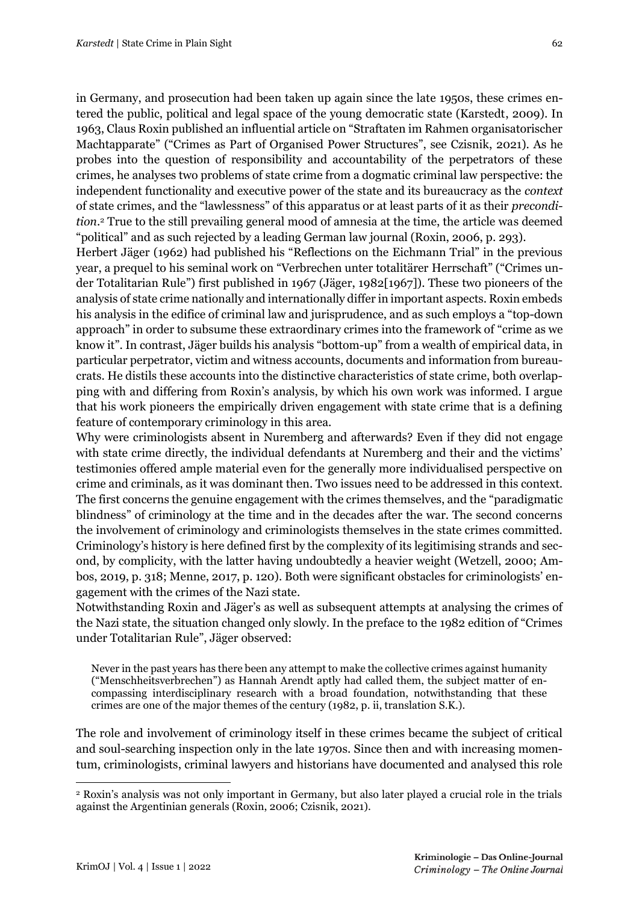in Germany, and prosecution had been taken up again since the late 1950s, these crimes entered the public, political and legal space of the young democratic state (Karstedt, 2009). In 1963, Claus Roxin published an influential article on "Straftaten im Rahmen organisatorischer Machtapparate" ("Crimes as Part of Organised Power Structures", see Czisnik, 2021). As he probes into the question of responsibility and accountability of the perpetrators of these crimes, he analyses two problems of state crime from a dogmatic criminal law perspective: the independent functionality and executive power of the state and its bureaucracy as the *context* of state crimes, and the "lawlessness" of this apparatus or at least parts of it as their *precondition*.[2] True to the still prevailing general mood of amnesia at the time, the article was deemed "political" and as such rejected by a leading German law journal (Roxin, 2006, p. 293).

Herbert Jäger (1962) had published his "Reflections on the Eichmann Trial" in the previous year, a prequel to his seminal work on "Verbrechen unter totalitärer Herrschaft" ("Crimes under Totalitarian Rule") first published in 1967 (Jäger, 1982[1967]). These two pioneers of the analysis of state crime nationally and internationally differ in important aspects. Roxin embeds his analysis in the edifice of criminal law and jurisprudence, and as such employs a "top-down approach" in order to subsume these extraordinary crimes into the framework of "crime as we know it". In contrast, Jäger builds his analysis "bottom-up" from a wealth of empirical data, in particular perpetrator, victim and witness accounts, documents and information from bureaucrats. He distils these accounts into the distinctive characteristics of state crime, both overlapping with and differing from Roxin's analysis, by which his own work was informed. I argue that his work pioneers the empirically driven engagement with state crime that is a defining feature of contemporary criminology in this area.

Why were criminologists absent in Nuremberg and afterwards? Even if they did not engage with state crime directly, the individual defendants at Nuremberg and their and the victims' testimonies offered ample material even for the generally more individualised perspective on crime and criminals, as it was dominant then. Two issues need to be addressed in this context. The first concerns the genuine engagement with the crimes themselves, and the "paradigmatic blindness" of criminology at the time and in the decades after the war. The second concerns the involvement of criminology and criminologists themselves in the state crimes committed. Criminology's history is here defined first by the complexity of its legitimising strands and second, by complicity, with the latter having undoubtedly a heavier weight (Wetzell, 2000; Ambos, 2019, p. 318; Menne, 2017, p. 120). Both were significant obstacles for criminologists' engagement with the crimes of the Nazi state.

Notwithstanding Roxin and Jäger's as well as subsequent attempts at analysing the crimes of the Nazi state, the situation changed only slowly. In the preface to the 1982 edition of "Crimes under Totalitarian Rule", Jäger observed:

> Never in the past years has there been any attempt to make the collective crimes against humanity ("Menschheitsverbrechen") as Hannah Arendt aptly had called them, the subject matter of encompassing interdisciplinary research with a broad foundation, notwithstanding that these crimes are one of the major themes of the century (1982, p. ii, translation S.K.).

The role and involvement of criminology itself in these crimes became the subject of critical and soul-searching inspection only in the late 1970s. Since then and with increasing momentum, criminologists, criminal lawyers and historians have documented and analysed this role

[2] Roxin's analysis was not only important in Germany, but also later played a crucial role in the trials against the Argentinian generals (Roxin, 2006; Czisnik, 2021).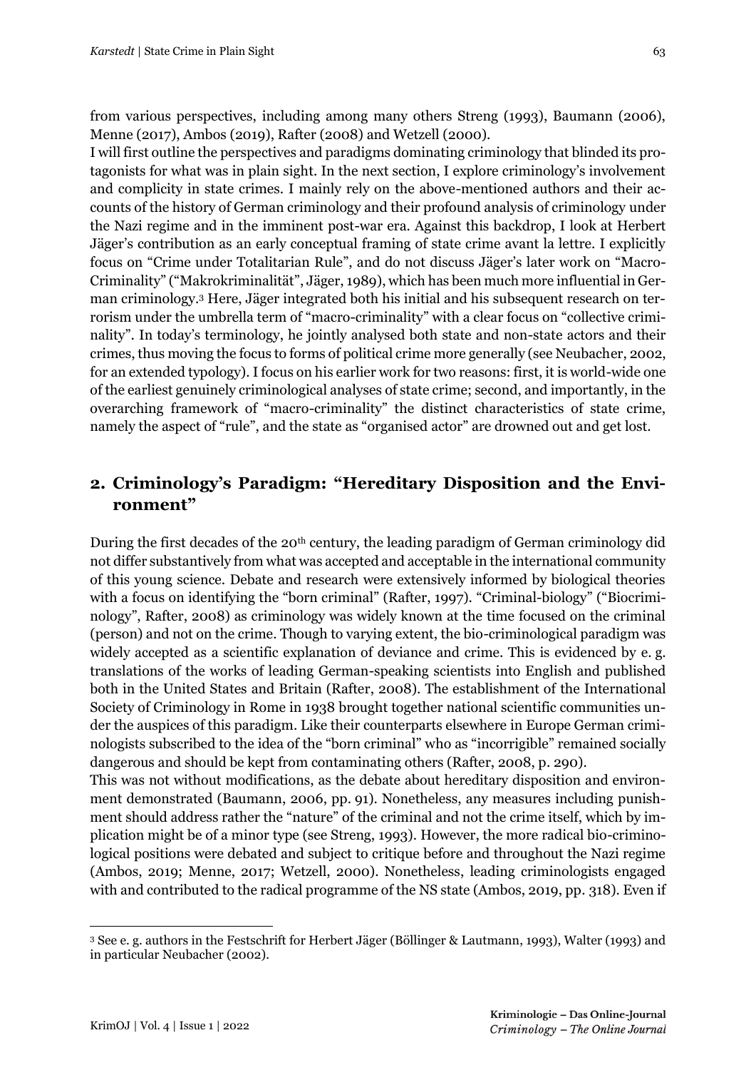from various perspectives, including among many others Streng (1993), Baumann (2006), Menne (2017), Ambos (2019), Rafter (2008) and Wetzell (2000).

I will first outline the perspectives and paradigms dominating criminology that blinded its protagonists for what was in plain sight. In the next section, I explore criminology's involvement and complicity in state crimes. I mainly rely on the above-mentioned authors and their accounts of the history of German criminology and their profound analysis of criminology under the Nazi regime and in the imminent post-war era. Against this backdrop, I look at Herbert Jäger's contribution as an early conceptual framing of state crime avant la lettre. I explicitly focus on "Crime under Totalitarian Rule", and do not discuss Jäger's later work on "Macro-Criminality" ("Makrokriminalität", Jäger, 1989), which has been much more influential in German criminology.[3] Here, Jäger integrated both his initial and his subsequent research on terrorism under the umbrella term of "macro-criminality" with a clear focus on "collective criminality". In today's terminology, he jointly analysed both state and non-state actors and their crimes, thus moving the focus to forms of political crime more generally (see Neubacher, 2002, for an extended typology). I focus on his earlier work for two reasons: first, it is world-wide one of the earliest genuinely criminological analyses of state crime; second, and importantly, in the overarching framework of "macro-criminality" the distinct characteristics of state crime, namely the aspect of "rule", and the state as "organised actor" are drowned out and get lost.

## 2. Criminology's Paradigm: "Hereditary Disposition and the Environment"

During the first decades of the 20th century, the leading paradigm of German criminology did not differ substantively from what was accepted and acceptable in the international community of this young science. Debate and research were extensively informed by biological theories with a focus on identifying the "born criminal" (Rafter, 1997). "Criminal-biology" ("Biocriminology", Rafter, 2008) as criminology was widely known at the time focused on the criminal (person) and not on the crime. Though to varying extent, the bio-criminological paradigm was widely accepted as a scientific explanation of deviance and crime. This is evidenced by e. g. translations of the works of leading German-speaking scientists into English and published both in the United States and Britain (Rafter, 2008). The establishment of the International Society of Criminology in Rome in 1938 brought together national scientific communities under the auspices of this paradigm. Like their counterparts elsewhere in Europe German criminologists subscribed to the idea of the "born criminal" who as "incorrigible" remained socially dangerous and should be kept from contaminating others (Rafter, 2008, p. 290).

This was not without modifications, as the debate about hereditary disposition and environment demonstrated (Baumann, 2006, pp. 91). Nonetheless, any measures including punishment should address rather the "nature" of the criminal and not the crime itself, which by implication might be of a minor type (see Streng, 1993). However, the more radical bio-criminological positions were debated and subject to critique before and throughout the Nazi regime (Ambos, 2019; Menne, 2017; Wetzell, 2000). Nonetheless, leading criminologists engaged with and contributed to the radical programme of the NS state (Ambos, 2019, pp. 318). Even if

[3] See e. g. authors in the Festschrift for Herbert Jäger (Böllinger & Lautmann, 1993), Walter (1993) and in particular Neubacher (2002).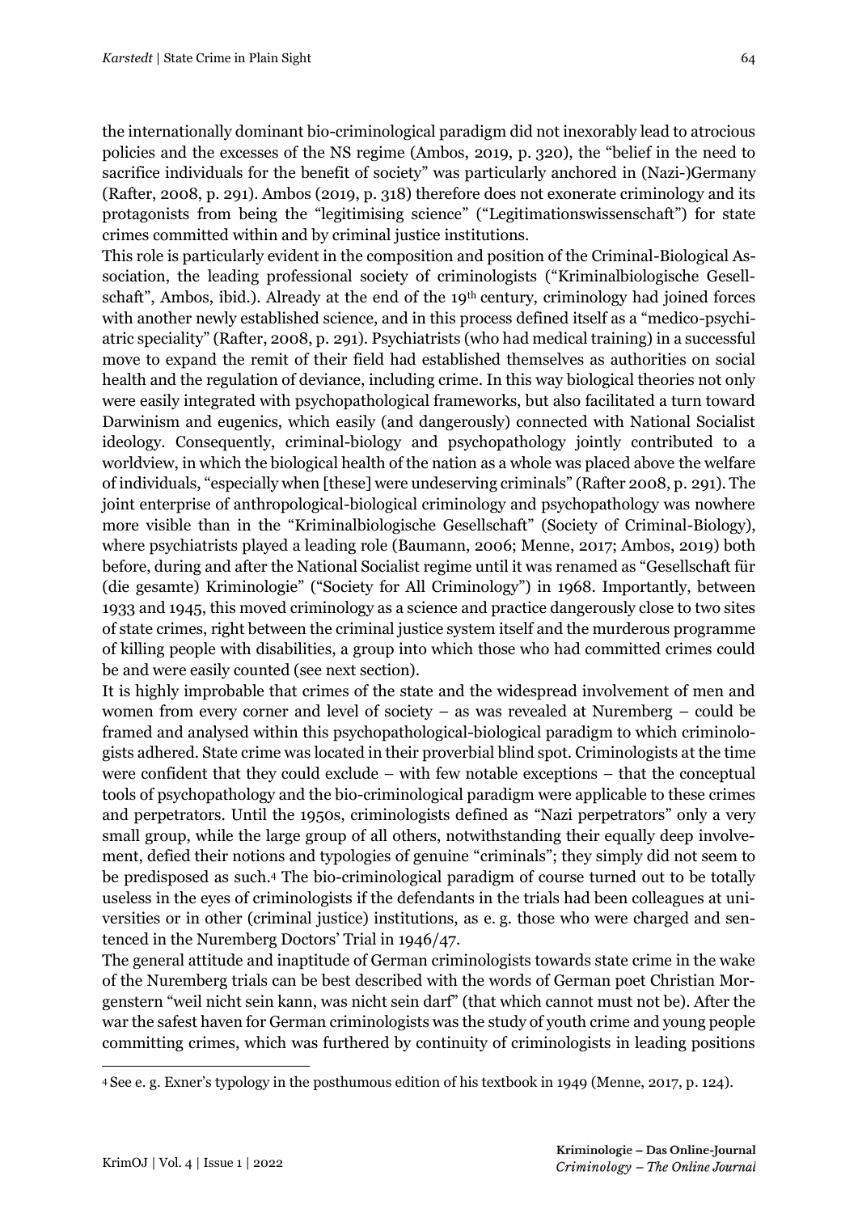the internationally dominant bio-criminological paradigm did not inexorably lead to atrocious policies and the excesses of the NS regime (Ambos, 2019, p. 320), the "belief in the need to sacrifice individuals for the benefit of society" was particularly anchored in (Nazi-)Germany (Rafter, 2008, p. 291). Ambos (2019, p. 318) therefore does not exonerate criminology and its protagonists from being the "legitimising science" ("Legitimationswissenschaft") for state crimes committed within and by criminal justice institutions.

This role is particularly evident in the composition and position of the Criminal-Biological Association, the leading professional society of criminologists ("Kriminalbiologische Gesellschaft", Ambos, ibid.). Already at the end of the 19th century, criminology had joined forces with another newly established science, and in this process defined itself as a "medico-psychiatric speciality" (Rafter, 2008, p. 291). Psychiatrists (who had medical training) in a successful move to expand the remit of their field had established themselves as authorities on social health and the regulation of deviance, including crime. In this way biological theories not only were easily integrated with psychopathological frameworks, but also facilitated a turn toward Darwinism and eugenics, which easily (and dangerously) connected with National Socialist ideology. Consequently, criminal-biology and psychopathology jointly contributed to a worldview, in which the biological health of the nation as a whole was placed above the welfare of individuals, "especially when [these] were undeserving criminals" (Rafter 2008, p. 291). The joint enterprise of anthropological-biological criminology and psychopathology was nowhere more visible than in the "Kriminalbiologische Gesellschaft" (Society of Criminal-Biology), where psychiatrists played a leading role (Baumann, 2006; Menne, 2017; Ambos, 2019) both before, during and after the National Socialist regime until it was renamed as "Gesellschaft für (die gesamte) Kriminologie" ("Society for All Criminology") in 1968. Importantly, between 1933 and 1945, this moved criminology as a science and practice dangerously close to two sites of state crimes, right between the criminal justice system itself and the murderous programme of killing people with disabilities, a group into which those who had committed crimes could be and were easily counted (see next section).

It is highly improbable that crimes of the state and the widespread involvement of men and women from every corner and level of society – as was revealed at Nuremberg – could be framed and analysed within this psychopathological-biological paradigm to which criminologists adhered. State crime was located in their proverbial blind spot. Criminologists at the time were confident that they could exclude – with few notable exceptions – that the conceptual tools of psychopathology and the bio-criminological paradigm were applicable to these crimes and perpetrators. Until the 1950s, criminologists defined as "Nazi perpetrators" only a very small group, while the large group of all others, notwithstanding their equally deep involvement, defied their notions and typologies of genuine "criminals"; they simply did not seem to be predisposed as such.[4] The bio-criminological paradigm of course turned out to be totally useless in the eyes of criminologists if the defendants in the trials had been colleagues at universities or in other (criminal justice) institutions, as e. g. those who were charged and sentenced in the Nuremberg Doctors' Trial in 1946/47.

The general attitude and inaptitude of German criminologists towards state crime in the wake of the Nuremberg trials can be best described with the words of German poet Christian Morgenstern "weil nicht sein kann, was nicht sein darf" (that which cannot must not be). After the war the safest haven for German criminologists was the study of youth crime and young people committing crimes, which was furthered by continuity of criminologists in leading positions

[4] See e. g. Exner's typology in the posthumous edition of his textbook in 1949 (Menne, 2017, p. 124).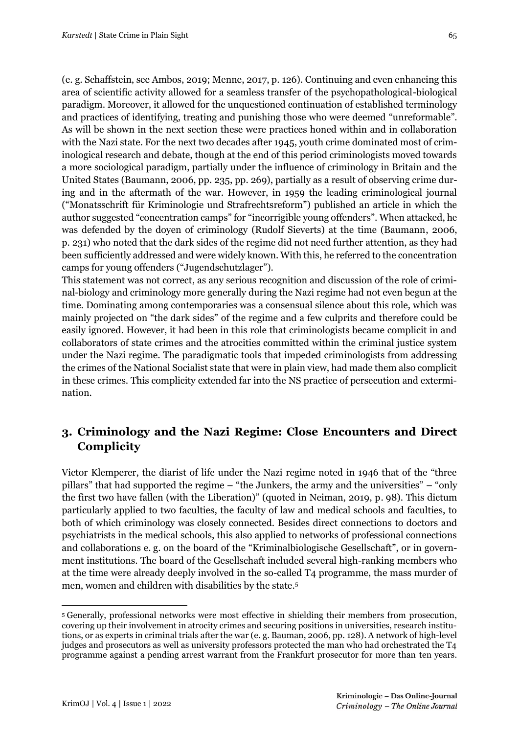(e. g. Schaffstein, see Ambos, 2019; Menne, 2017, p. 126). Continuing and even enhancing this area of scientific activity allowed for a seamless transfer of the psychopathological-biological paradigm. Moreover, it allowed for the unquestioned continuation of established terminology and practices of identifying, treating and punishing those who were deemed "unreformable". As will be shown in the next section these were practices honed within and in collaboration with the Nazi state. For the next two decades after 1945, youth crime dominated most of criminological research and debate, though at the end of this period criminologists moved towards a more sociological paradigm, partially under the influence of criminology in Britain and the United States (Baumann, 2006, pp. 235, pp. 269), partially as a result of observing crime during and in the aftermath of the war. However, in 1959 the leading criminological journal ("Monatsschrift für Kriminologie und Strafrechtsreform") published an article in which the author suggested "concentration camps" for "incorrigible young offenders". When attacked, he was defended by the doyen of criminology (Rudolf Sieverts) at the time (Baumann, 2006, p. 231) who noted that the dark sides of the regime did not need further attention, as they had been sufficiently addressed and were widely known. With this, he referred to the concentration camps for young offenders ("Jugendschutzlager").

This statement was not correct, as any serious recognition and discussion of the role of criminal-biology and criminology more generally during the Nazi regime had not even begun at the time. Dominating among contemporaries was a consensual silence about this role, which was mainly projected on "the dark sides" of the regime and a few culprits and therefore could be easily ignored. However, it had been in this role that criminologists became complicit in and collaborators of state crimes and the atrocities committed within the criminal justice system under the Nazi regime. The paradigmatic tools that impeded criminologists from addressing the crimes of the National Socialist state that were in plain view, had made them also complicit in these crimes. This complicity extended far into the NS practice of persecution and extermination.

## 3. Criminology and the Nazi Regime: Close Encounters and Direct Complicity

Victor Klemperer, the diarist of life under the Nazi regime noted in 1946 that of the "three pillars" that had supported the regime – "the Junkers, the army and the universities" – "only the first two have fallen (with the Liberation)" (quoted in Neiman, 2019, p. 98). This dictum particularly applied to two faculties, the faculty of law and medical schools and faculties, to both of which criminology was closely connected. Besides direct connections to doctors and psychiatrists in the medical schools, this also applied to networks of professional connections and collaborations e. g. on the board of the "Kriminalbiologische Gesellschaft", or in government institutions. The board of the Gesellschaft included several high-ranking members who at the time were already deeply involved in the so-called T4 programme, the mass murder of men, women and children with disabilities by the state.[5]

---

[5] Generally, professional networks were most effective in shielding their members from prosecution, covering up their involvement in atrocity crimes and securing positions in universities, research institutions, or as experts in criminal trials after the war (e. g. Bauman, 2006, pp. 128). A network of high-level judges and prosecutors as well as university professors protected the man who had orchestrated the T4 programme against a pending arrest warrant from the Frankfurt prosecutor for more than ten years.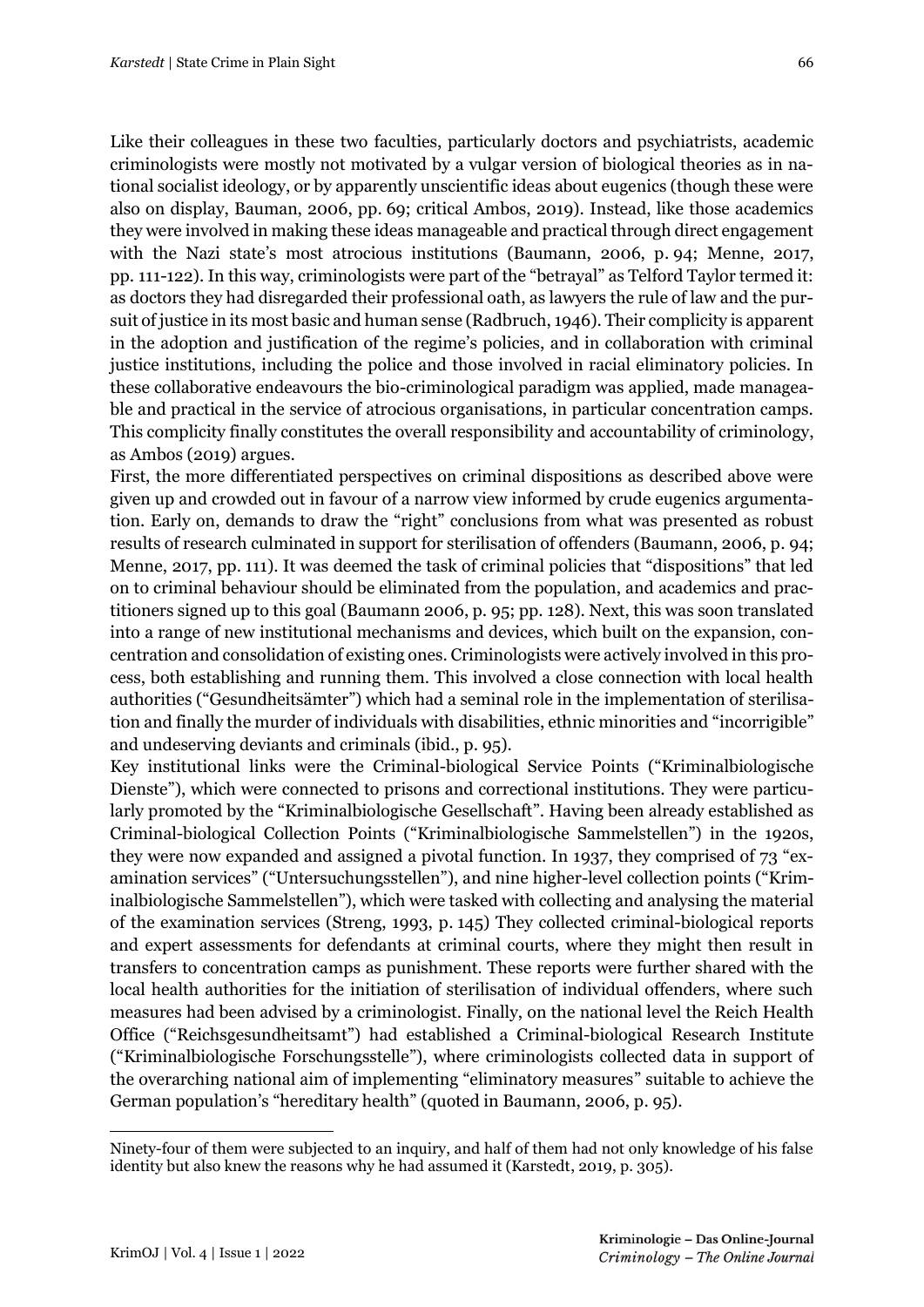Like their colleagues in these two faculties, particularly doctors and psychiatrists, academic criminologists were mostly not motivated by a vulgar version of biological theories as in national socialist ideology, or by apparently unscientific ideas about eugenics (though these were also on display, Bauman, 2006, pp. 69; critical Ambos, 2019). Instead, like those academics they were involved in making these ideas manageable and practical through direct engagement with the Nazi state's most atrocious institutions (Baumann, 2006, p. 94; Menne, 2017, pp. 111-122). In this way, criminologists were part of the "betrayal" as Telford Taylor termed it: as doctors they had disregarded their professional oath, as lawyers the rule of law and the pursuit of justice in its most basic and human sense (Radbruch, 1946). Their complicity is apparent in the adoption and justification of the regime's policies, and in collaboration with criminal justice institutions, including the police and those involved in racial eliminatory policies. In these collaborative endeavours the bio-criminological paradigm was applied, made manageable and practical in the service of atrocious organisations, in particular concentration camps. This complicity finally constitutes the overall responsibility and accountability of criminology, as Ambos (2019) argues.

First, the more differentiated perspectives on criminal dispositions as described above were given up and crowded out in favour of a narrow view informed by crude eugenics argumentation. Early on, demands to draw the "right" conclusions from what was presented as robust results of research culminated in support for sterilisation of offenders (Baumann, 2006, p. 94; Menne, 2017, pp. 111). It was deemed the task of criminal policies that "dispositions" that led on to criminal behaviour should be eliminated from the population, and academics and practitioners signed up to this goal (Baumann 2006, p. 95; pp. 128). Next, this was soon translated into a range of new institutional mechanisms and devices, which built on the expansion, concentration and consolidation of existing ones. Criminologists were actively involved in this process, both establishing and running them. This involved a close connection with local health authorities ("Gesundheitsämter") which had a seminal role in the implementation of sterilisation and finally the murder of individuals with disabilities, ethnic minorities and "incorrigible" and undeserving deviants and criminals (ibid., p. 95).

Key institutional links were the Criminal-biological Service Points ("Kriminalbiologische Dienste"), which were connected to prisons and correctional institutions. They were particularly promoted by the "Kriminalbiologische Gesellschaft". Having been already established as Criminal-biological Collection Points ("Kriminalbiologische Sammelstellen") in the 1920s, they were now expanded and assigned a pivotal function. In 1937, they comprised of 73 "examination services" ("Untersuchungsstellen"), and nine higher-level collection points ("Kriminalbiologische Sammelstellen"), which were tasked with collecting and analysing the material of the examination services (Streng, 1993, p. 145) They collected criminal-biological reports and expert assessments for defendants at criminal courts, where they might then result in transfers to concentration camps as punishment. These reports were further shared with the local health authorities for the initiation of sterilisation of individual offenders, where such measures had been advised by a criminologist. Finally, on the national level the Reich Health Office ("Reichsgesundheitsamt") had established a Criminal-biological Research Institute ("Kriminalbiologische Forschungsstelle"), where criminologists collected data in support of the overarching national aim of implementing "eliminatory measures" suitable to achieve the German population's "hereditary health" (quoted in Baumann, 2006, p. 95).

---

Ninety-four of them were subjected to an inquiry, and half of them had not only knowledge of his false identity but also knew the reasons why he had assumed it (Karstedt, 2019, p. 305).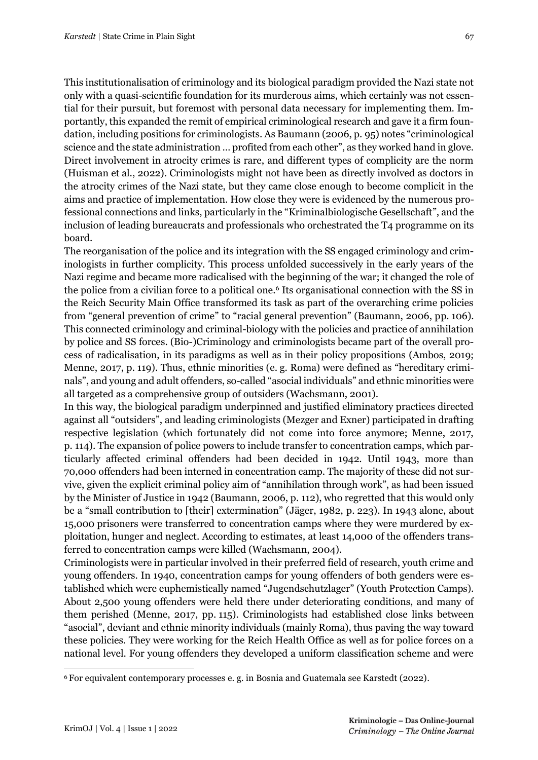This institutionalisation of criminology and its biological paradigm provided the Nazi state not only with a quasi-scientific foundation for its murderous aims, which certainly was not essential for their pursuit, but foremost with personal data necessary for implementing them. Importantly, this expanded the remit of empirical criminological research and gave it a firm foundation, including positions for criminologists. As Baumann (2006, p. 95) notes "criminological science and the state administration … profited from each other", as they worked hand in glove. Direct involvement in atrocity crimes is rare, and different types of complicity are the norm (Huisman et al., 2022). Criminologists might not have been as directly involved as doctors in the atrocity crimes of the Nazi state, but they came close enough to become complicit in the aims and practice of implementation. How close they were is evidenced by the numerous professional connections and links, particularly in the "Kriminalbiologische Gesellschaft", and the inclusion of leading bureaucrats and professionals who orchestrated the T4 programme on its board.

The reorganisation of the police and its integration with the SS engaged criminology and criminologists in further complicity. This process unfolded successively in the early years of the Nazi regime and became more radicalised with the beginning of the war; it changed the role of the police from a civilian force to a political one.[6] Its organisational connection with the SS in the Reich Security Main Office transformed its task as part of the overarching crime policies from "general prevention of crime" to "racial general prevention" (Baumann, 2006, pp. 106). This connected criminology and criminal-biology with the policies and practice of annihilation by police and SS forces. (Bio-)Criminology and criminologists became part of the overall process of radicalisation, in its paradigms as well as in their policy propositions (Ambos, 2019; Menne, 2017, p. 119). Thus, ethnic minorities (e. g. Roma) were defined as "hereditary criminals", and young and adult offenders, so-called "asocial individuals" and ethnic minorities were all targeted as a comprehensive group of outsiders (Wachsmann, 2001).

In this way, the biological paradigm underpinned and justified eliminatory practices directed against all "outsiders", and leading criminologists (Mezger and Exner) participated in drafting respective legislation (which fortunately did not come into force anymore; Menne, 2017, p. 114). The expansion of police powers to include transfer to concentration camps, which particularly affected criminal offenders had been decided in 1942. Until 1943, more than 70,000 offenders had been interned in concentration camp. The majority of these did not survive, given the explicit criminal policy aim of "annihilation through work", as had been issued by the Minister of Justice in 1942 (Baumann, 2006, p. 112), who regretted that this would only be a "small contribution to [their] extermination" (Jäger, 1982, p. 223). In 1943 alone, about 15,000 prisoners were transferred to concentration camps where they were murdered by exploitation, hunger and neglect. According to estimates, at least 14,000 of the offenders transferred to concentration camps were killed (Wachsmann, 2004).

Criminologists were in particular involved in their preferred field of research, youth crime and young offenders. In 1940, concentration camps for young offenders of both genders were established which were euphemistically named "Jugendschutzlager" (Youth Protection Camps). About 2,500 young offenders were held there under deteriorating conditions, and many of them perished (Menne, 2017, pp. 115). Criminologists had established close links between "asocial", deviant and ethnic minority individuals (mainly Roma), thus paving the way toward these policies. They were working for the Reich Health Office as well as for police forces on a national level. For young offenders they developed a uniform classification scheme and were

[6] For equivalent contemporary processes e. g. in Bosnia and Guatemala see Karstedt (2022).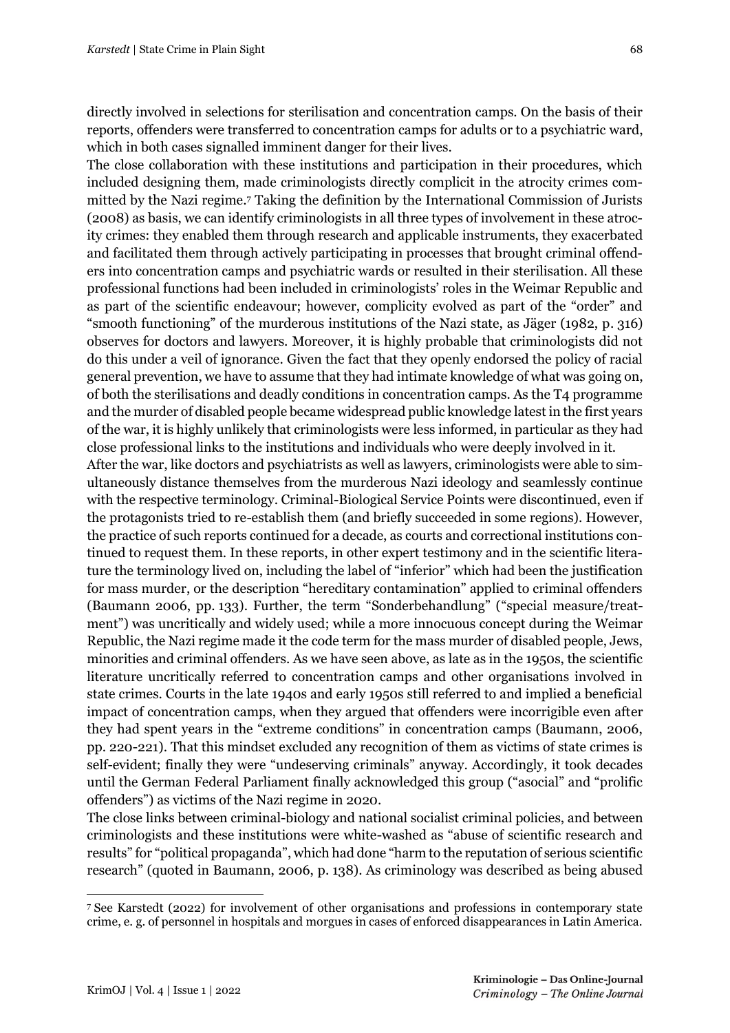directly involved in selections for sterilisation and concentration camps. On the basis of their reports, offenders were transferred to concentration camps for adults or to a psychiatric ward, which in both cases signalled imminent danger for their lives.

The close collaboration with these institutions and participation in their procedures, which included designing them, made criminologists directly complicit in the atrocity crimes committed by the Nazi regime.[7] Taking the definition by the International Commission of Jurists (2008) as basis, we can identify criminologists in all three types of involvement in these atrocity crimes: they enabled them through research and applicable instruments, they exacerbated and facilitated them through actively participating in processes that brought criminal offenders into concentration camps and psychiatric wards or resulted in their sterilisation. All these professional functions had been included in criminologists' roles in the Weimar Republic and as part of the scientific endeavour; however, complicity evolved as part of the "order" and "smooth functioning" of the murderous institutions of the Nazi state, as Jäger (1982, p. 316) observes for doctors and lawyers. Moreover, it is highly probable that criminologists did not do this under a veil of ignorance. Given the fact that they openly endorsed the policy of racial general prevention, we have to assume that they had intimate knowledge of what was going on, of both the sterilisations and deadly conditions in concentration camps. As the T4 programme and the murder of disabled people became widespread public knowledge latest in the first years of the war, it is highly unlikely that criminologists were less informed, in particular as they had close professional links to the institutions and individuals who were deeply involved in it.

After the war, like doctors and psychiatrists as well as lawyers, criminologists were able to simultaneously distance themselves from the murderous Nazi ideology and seamlessly continue with the respective terminology. Criminal-Biological Service Points were discontinued, even if the protagonists tried to re-establish them (and briefly succeeded in some regions). However, the practice of such reports continued for a decade, as courts and correctional institutions continued to request them. In these reports, in other expert testimony and in the scientific literature the terminology lived on, including the label of "inferior" which had been the justification for mass murder, or the description "hereditary contamination" applied to criminal offenders (Baumann 2006, pp. 133). Further, the term "Sonderbehandlung" ("special measure/treatment") was uncritically and widely used; while a more innocuous concept during the Weimar Republic, the Nazi regime made it the code term for the mass murder of disabled people, Jews, minorities and criminal offenders. As we have seen above, as late as in the 1950s, the scientific literature uncritically referred to concentration camps and other organisations involved in state crimes. Courts in the late 1940s and early 1950s still referred to and implied a beneficial impact of concentration camps, when they argued that offenders were incorrigible even after they had spent years in the "extreme conditions" in concentration camps (Baumann, 2006, pp. 220-221). That this mindset excluded any recognition of them as victims of state crimes is self-evident; finally they were "undeserving criminals" anyway. Accordingly, it took decades until the German Federal Parliament finally acknowledged this group ("asocial" and "prolific offenders") as victims of the Nazi regime in 2020.

The close links between criminal-biology and national socialist criminal policies, and between criminologists and these institutions were white-washed as "abuse of scientific research and results" for "political propaganda", which had done "harm to the reputation of serious scientific research" (quoted in Baumann, 2006, p. 138). As criminology was described as being abused

[7] See Karstedt (2022) for involvement of other organisations and professions in contemporary state crime, e. g. of personnel in hospitals and morgues in cases of enforced disappearances in Latin America.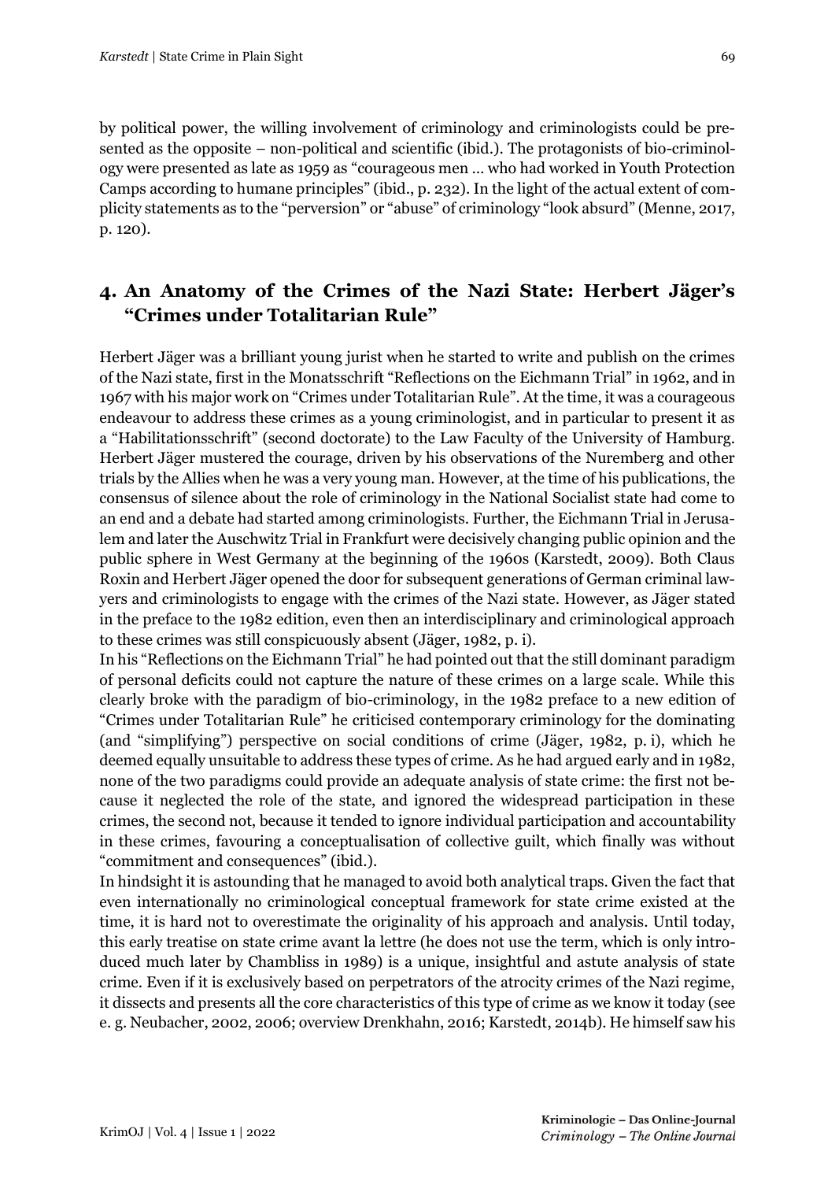by political power, the willing involvement of criminology and criminologists could be presented as the opposite – non-political and scientific (ibid.). The protagonists of bio-criminology were presented as late as 1959 as "courageous men ... who had worked in Youth Protection Camps according to humane principles" (ibid., p. 232). In the light of the actual extent of complicity statements as to the "perversion" or "abuse" of criminology "look absurd" (Menne, 2017, p. 120).

## 4. An Anatomy of the Crimes of the Nazi State: Herbert Jäger's "Crimes under Totalitarian Rule"

Herbert Jäger was a brilliant young jurist when he started to write and publish on the crimes of the Nazi state, first in the Monatsschrift "Reflections on the Eichmann Trial" in 1962, and in 1967 with his major work on "Crimes under Totalitarian Rule". At the time, it was a courageous endeavour to address these crimes as a young criminologist, and in particular to present it as a "Habilitationsschrift" (second doctorate) to the Law Faculty of the University of Hamburg. Herbert Jäger mustered the courage, driven by his observations of the Nuremberg and other trials by the Allies when he was a very young man. However, at the time of his publications, the consensus of silence about the role of criminology in the National Socialist state had come to an end and a debate had started among criminologists. Further, the Eichmann Trial in Jerusalem and later the Auschwitz Trial in Frankfurt were decisively changing public opinion and the public sphere in West Germany at the beginning of the 1960s (Karstedt, 2009). Both Claus Roxin and Herbert Jäger opened the door for subsequent generations of German criminal lawyers and criminologists to engage with the crimes of the Nazi state. However, as Jäger stated in the preface to the 1982 edition, even then an interdisciplinary and criminological approach to these crimes was still conspicuously absent (Jäger, 1982, p. i).

In his "Reflections on the Eichmann Trial" he had pointed out that the still dominant paradigm of personal deficits could not capture the nature of these crimes on a large scale. While this clearly broke with the paradigm of bio-criminology, in the 1982 preface to a new edition of "Crimes under Totalitarian Rule" he criticised contemporary criminology for the dominating (and "simplifying") perspective on social conditions of crime (Jäger, 1982, p. i), which he deemed equally unsuitable to address these types of crime. As he had argued early and in 1982, none of the two paradigms could provide an adequate analysis of state crime: the first not because it neglected the role of the state, and ignored the widespread participation in these crimes, the second not, because it tended to ignore individual participation and accountability in these crimes, favouring a conceptualisation of collective guilt, which finally was without "commitment and consequences" (ibid.).

In hindsight it is astounding that he managed to avoid both analytical traps. Given the fact that even internationally no criminological conceptual framework for state crime existed at the time, it is hard not to overestimate the originality of his approach and analysis. Until today, this early treatise on state crime avant la lettre (he does not use the term, which is only introduced much later by Chambliss in 1989) is a unique, insightful and astute analysis of state crime. Even if it is exclusively based on perpetrators of the atrocity crimes of the Nazi regime, it dissects and presents all the core characteristics of this type of crime as we know it today (see e. g. Neubacher, 2002, 2006; overview Drenkhahn, 2016; Karstedt, 2014b). He himself saw his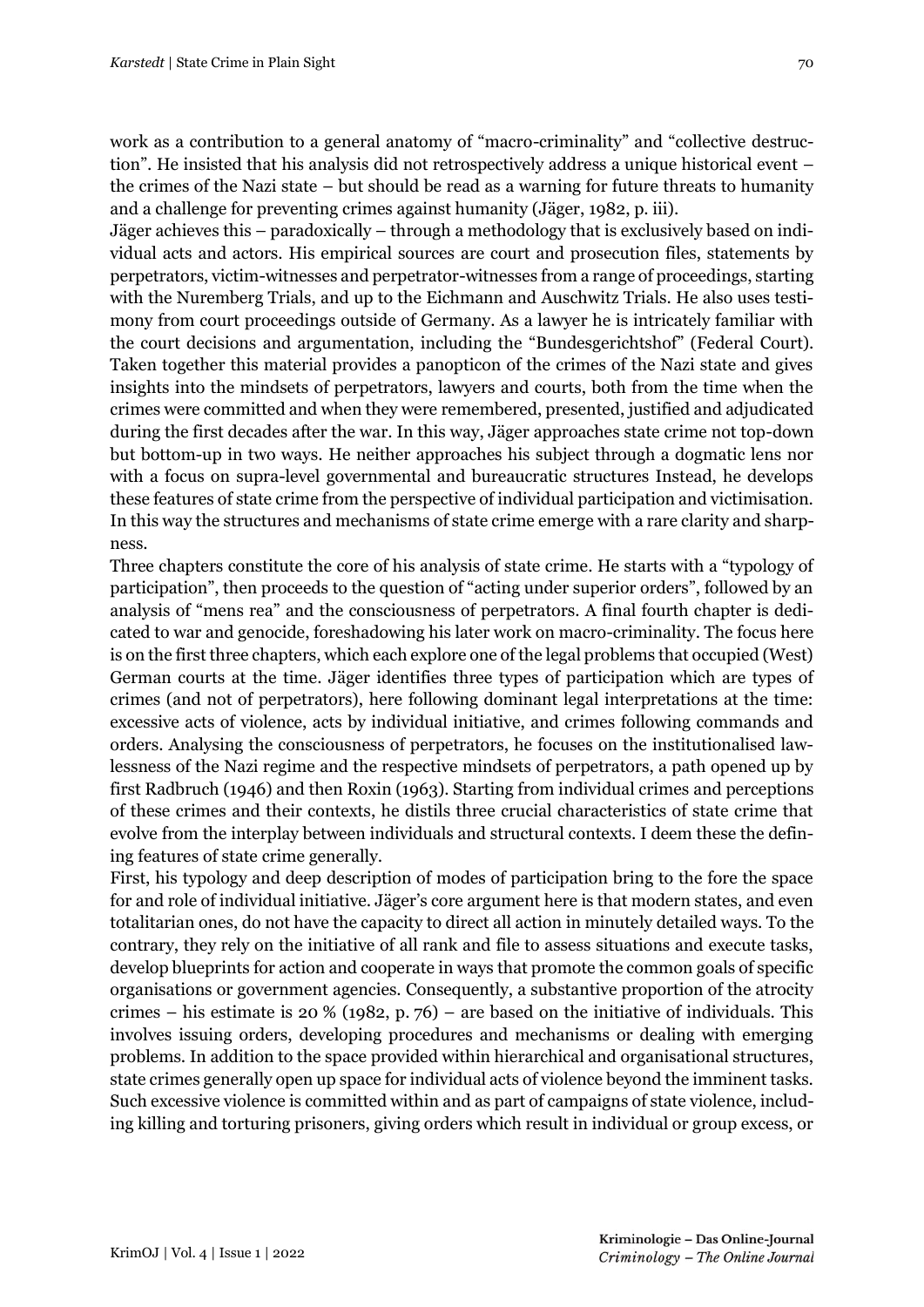work as a contribution to a general anatomy of "macro-criminality" and "collective destruction". He insisted that his analysis did not retrospectively address a unique historical event – the crimes of the Nazi state – but should be read as a warning for future threats to humanity and a challenge for preventing crimes against humanity (Jäger, 1982, p. iii).

Jäger achieves this – paradoxically – through a methodology that is exclusively based on individual acts and actors. His empirical sources are court and prosecution files, statements by perpetrators, victim-witnesses and perpetrator-witnesses from a range of proceedings, starting with the Nuremberg Trials, and up to the Eichmann and Auschwitz Trials. He also uses testimony from court proceedings outside of Germany. As a lawyer he is intricately familiar with the court decisions and argumentation, including the "Bundesgerichtshof" (Federal Court). Taken together this material provides a panopticon of the crimes of the Nazi state and gives insights into the mindsets of perpetrators, lawyers and courts, both from the time when the crimes were committed and when they were remembered, presented, justified and adjudicated during the first decades after the war. In this way, Jäger approaches state crime not top-down but bottom-up in two ways. He neither approaches his subject through a dogmatic lens nor with a focus on supra-level governmental and bureaucratic structures Instead, he develops these features of state crime from the perspective of individual participation and victimisation. In this way the structures and mechanisms of state crime emerge with a rare clarity and sharpness.

Three chapters constitute the core of his analysis of state crime. He starts with a "typology of participation", then proceeds to the question of "acting under superior orders", followed by an analysis of "mens rea" and the consciousness of perpetrators. A final fourth chapter is dedicated to war and genocide, foreshadowing his later work on macro-criminality. The focus here is on the first three chapters, which each explore one of the legal problems that occupied (West) German courts at the time. Jäger identifies three types of participation which are types of crimes (and not of perpetrators), here following dominant legal interpretations at the time: excessive acts of violence, acts by individual initiative, and crimes following commands and orders. Analysing the consciousness of perpetrators, he focuses on the institutionalised lawlessness of the Nazi regime and the respective mindsets of perpetrators, a path opened up by first Radbruch (1946) and then Roxin (1963). Starting from individual crimes and perceptions of these crimes and their contexts, he distils three crucial characteristics of state crime that evolve from the interplay between individuals and structural contexts. I deem these the defining features of state crime generally.

First, his typology and deep description of modes of participation bring to the fore the space for and role of individual initiative. Jäger's core argument here is that modern states, and even totalitarian ones, do not have the capacity to direct all action in minutely detailed ways. To the contrary, they rely on the initiative of all rank and file to assess situations and execute tasks, develop blueprints for action and cooperate in ways that promote the common goals of specific organisations or government agencies. Consequently, a substantive proportion of the atrocity crimes – his estimate is 20 % (1982, p. 76) – are based on the initiative of individuals. This involves issuing orders, developing procedures and mechanisms or dealing with emerging problems. In addition to the space provided within hierarchical and organisational structures, state crimes generally open up space for individual acts of violence beyond the imminent tasks. Such excessive violence is committed within and as part of campaigns of state violence, including killing and torturing prisoners, giving orders which result in individual or group excess, or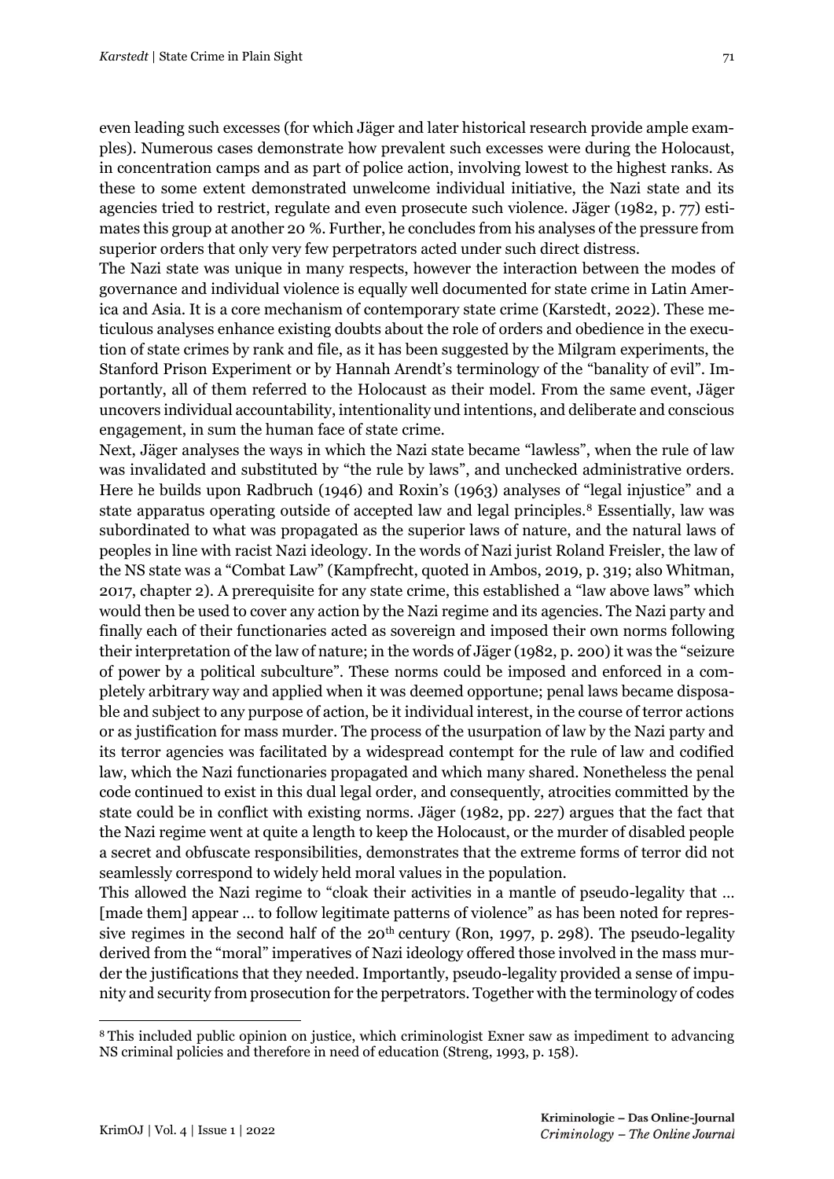even leading such excesses (for which Jäger and later historical research provide ample examples). Numerous cases demonstrate how prevalent such excesses were during the Holocaust, in concentration camps and as part of police action, involving lowest to the highest ranks. As these to some extent demonstrated unwelcome individual initiative, the Nazi state and its agencies tried to restrict, regulate and even prosecute such violence. Jäger (1982, p. 77) estimates this group at another 20 %. Further, he concludes from his analyses of the pressure from superior orders that only very few perpetrators acted under such direct distress.

The Nazi state was unique in many respects, however the interaction between the modes of governance and individual violence is equally well documented for state crime in Latin America and Asia. It is a core mechanism of contemporary state crime (Karstedt, 2022). These meticulous analyses enhance existing doubts about the role of orders and obedience in the execution of state crimes by rank and file, as it has been suggested by the Milgram experiments, the Stanford Prison Experiment or by Hannah Arendt's terminology of the "banality of evil". Importantly, all of them referred to the Holocaust as their model. From the same event, Jäger uncovers individual accountability, intentionality und intentions, and deliberate and conscious engagement, in sum the human face of state crime.

Next, Jäger analyses the ways in which the Nazi state became "lawless", when the rule of law was invalidated and substituted by "the rule by laws", and unchecked administrative orders. Here he builds upon Radbruch (1946) and Roxin's (1963) analyses of "legal injustice" and a state apparatus operating outside of accepted law and legal principles.[8] Essentially, law was subordinated to what was propagated as the superior laws of nature, and the natural laws of peoples in line with racist Nazi ideology. In the words of Nazi jurist Roland Freisler, the law of the NS state was a "Combat Law" (Kampfrecht, quoted in Ambos, 2019, p. 319; also Whitman, 2017, chapter 2). A prerequisite for any state crime, this established a "law above laws" which would then be used to cover any action by the Nazi regime and its agencies. The Nazi party and finally each of their functionaries acted as sovereign and imposed their own norms following their interpretation of the law of nature; in the words of Jäger (1982, p. 200) it was the "seizure of power by a political subculture". These norms could be imposed and enforced in a completely arbitrary way and applied when it was deemed opportune; penal laws became disposable and subject to any purpose of action, be it individual interest, in the course of terror actions or as justification for mass murder. The process of the usurpation of law by the Nazi party and its terror agencies was facilitated by a widespread contempt for the rule of law and codified law, which the Nazi functionaries propagated and which many shared. Nonetheless the penal code continued to exist in this dual legal order, and consequently, atrocities committed by the state could be in conflict with existing norms. Jäger (1982, pp. 227) argues that the fact that the Nazi regime went at quite a length to keep the Holocaust, or the murder of disabled people a secret and obfuscate responsibilities, demonstrates that the extreme forms of terror did not seamlessly correspond to widely held moral values in the population.

This allowed the Nazi regime to "cloak their activities in a mantle of pseudo-legality that … [made them] appear … to follow legitimate patterns of violence" as has been noted for repressive regimes in the second half of the 20th century (Ron, 1997, p. 298). The pseudo-legality derived from the "moral" imperatives of Nazi ideology offered those involved in the mass murder the justifications that they needed. Importantly, pseudo-legality provided a sense of impunity and security from prosecution for the perpetrators. Together with the terminology of codes

[8] This included public opinion on justice, which criminologist Exner saw as impediment to advancing NS criminal policies and therefore in need of education (Streng, 1993, p. 158).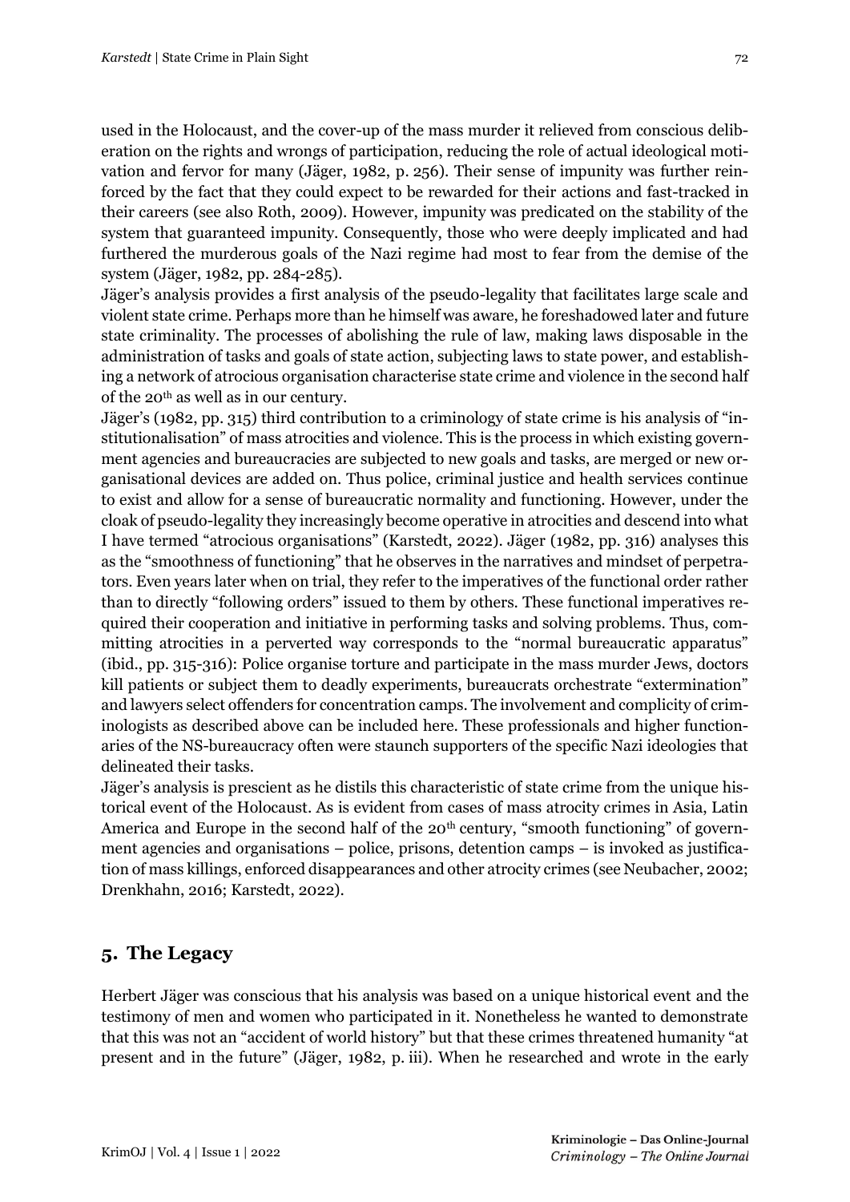used in the Holocaust, and the cover-up of the mass murder it relieved from conscious deliberation on the rights and wrongs of participation, reducing the role of actual ideological motivation and fervor for many (Jäger, 1982, p. 256). Their sense of impunity was further reinforced by the fact that they could expect to be rewarded for their actions and fast-tracked in their careers (see also Roth, 2009). However, impunity was predicated on the stability of the system that guaranteed impunity. Consequently, those who were deeply implicated and had furthered the murderous goals of the Nazi regime had most to fear from the demise of the system (Jäger, 1982, pp. 284-285).

Jäger's analysis provides a first analysis of the pseudo-legality that facilitates large scale and violent state crime. Perhaps more than he himself was aware, he foreshadowed later and future state criminality. The processes of abolishing the rule of law, making laws disposable in the administration of tasks and goals of state action, subjecting laws to state power, and establishing a network of atrocious organisation characterise state crime and violence in the second half of the 20th as well as in our century.

Jäger's (1982, pp. 315) third contribution to a criminology of state crime is his analysis of "institutionalisation" of mass atrocities and violence. This is the process in which existing government agencies and bureaucracies are subjected to new goals and tasks, are merged or new organisational devices are added on. Thus police, criminal justice and health services continue to exist and allow for a sense of bureaucratic normality and functioning. However, under the cloak of pseudo-legality they increasingly become operative in atrocities and descend into what I have termed "atrocious organisations" (Karstedt, 2022). Jäger (1982, pp. 316) analyses this as the "smoothness of functioning" that he observes in the narratives and mindset of perpetrators. Even years later when on trial, they refer to the imperatives of the functional order rather than to directly "following orders" issued to them by others. These functional imperatives required their cooperation and initiative in performing tasks and solving problems. Thus, committing atrocities in a perverted way corresponds to the "normal bureaucratic apparatus" (ibid., pp. 315-316): Police organise torture and participate in the mass murder Jews, doctors kill patients or subject them to deadly experiments, bureaucrats orchestrate "extermination" and lawyers select offenders for concentration camps. The involvement and complicity of criminologists as described above can be included here. These professionals and higher functionaries of the NS-bureaucracy often were staunch supporters of the specific Nazi ideologies that delineated their tasks.

Jäger's analysis is prescient as he distils this characteristic of state crime from the unique historical event of the Holocaust. As is evident from cases of mass atrocity crimes in Asia, Latin America and Europe in the second half of the 20th century, "smooth functioning" of government agencies and organisations – police, prisons, detention camps – is invoked as justification of mass killings, enforced disappearances and other atrocity crimes (see Neubacher, 2002; Drenkhahn, 2016; Karstedt, 2022).

## 5. The Legacy

Herbert Jäger was conscious that his analysis was based on a unique historical event and the testimony of men and women who participated in it. Nonetheless he wanted to demonstrate that this was not an "accident of world history" but that these crimes threatened humanity "at present and in the future" (Jäger, 1982, p. iii). When he researched and wrote in the early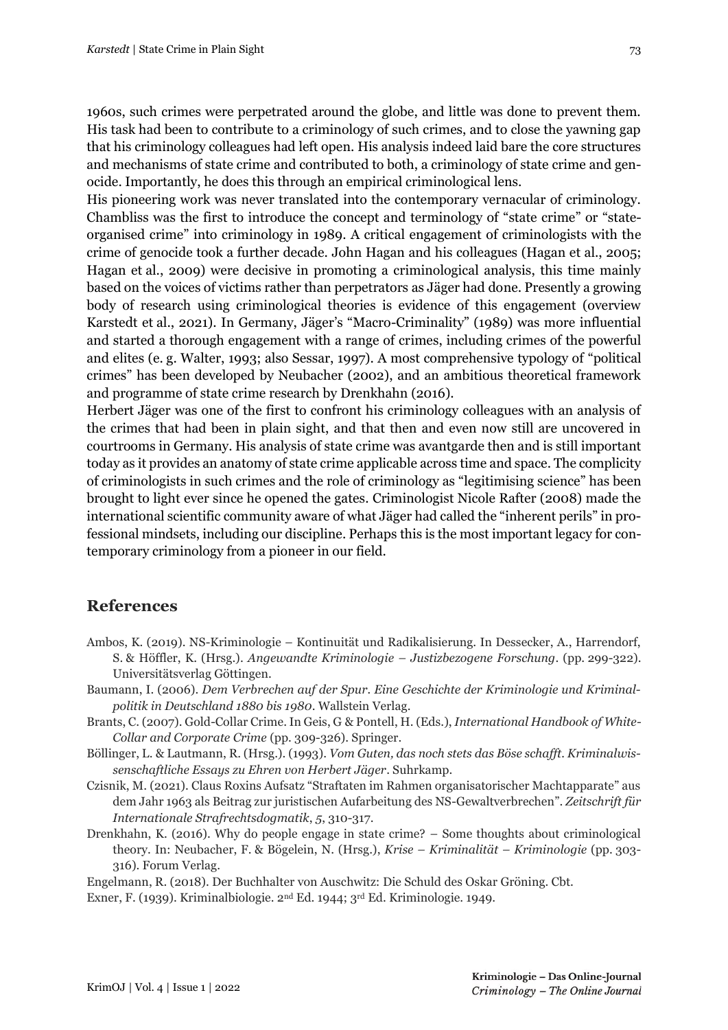1960s, such crimes were perpetrated around the globe, and little was done to prevent them. His task had been to contribute to a criminology of such crimes, and to close the yawning gap that his criminology colleagues had left open. His analysis indeed laid bare the core structures and mechanisms of state crime and contributed to both, a criminology of state crime and genocide. Importantly, he does this through an empirical criminological lens.

His pioneering work was never translated into the contemporary vernacular of criminology. Chambliss was the first to introduce the concept and terminology of "state crime" or "state-organised crime" into criminology in 1989. A critical engagement of criminologists with the crime of genocide took a further decade. John Hagan and his colleagues (Hagan et al., 2005; Hagan et al., 2009) were decisive in promoting a criminological analysis, this time mainly based on the voices of victims rather than perpetrators as Jäger had done. Presently a growing body of research using criminological theories is evidence of this engagement (overview Karstedt et al., 2021). In Germany, Jäger's "Macro-Criminality" (1989) was more influential and started a thorough engagement with a range of crimes, including crimes of the powerful and elites (e. g. Walter, 1993; also Sessar, 1997). A most comprehensive typology of "political crimes" has been developed by Neubacher (2002), and an ambitious theoretical framework and programme of state crime research by Drenkhahn (2016).

Herbert Jäger was one of the first to confront his criminology colleagues with an analysis of the crimes that had been in plain sight, and that then and even now still are uncovered in courtrooms in Germany. His analysis of state crime was avantgarde then and is still important today as it provides an anatomy of state crime applicable across time and space. The complicity of criminologists in such crimes and the role of criminology as "legitimising science" has been brought to light ever since he opened the gates. Criminologist Nicole Rafter (2008) made the international scientific community aware of what Jäger had called the "inherent perils" in professional mindsets, including our discipline. Perhaps this is the most important legacy for contemporary criminology from a pioneer in our field.

## References

Ambos, K. (2019). NS-Kriminologie – Kontinuität und Radikalisierung. In Dessecker, A., Harrendorf, S. & Höffler, K. (Hrsg.). *Angewandte Kriminologie – Justizbezogene Forschung*. (pp. 299-322). Universitätsverlag Göttingen.

Baumann, I. (2006). *Dem Verbrechen auf der Spur. Eine Geschichte der Kriminologie und Kriminalpolitik in Deutschland 1880 bis 1980*. Wallstein Verlag.

Brants, C. (2007). Gold-Collar Crime. In Geis, G & Pontell, H. (Eds.), *International Handbook of White-Collar and Corporate Crime* (pp. 309-326). Springer.

Böllinger, L. & Lautmann, R. (Hrsg.). (1993). *Vom Guten, das noch stets das Böse schafft. Kriminalwissenschaftliche Essays zu Ehren von Herbert Jäger*. Suhrkamp.

Czisnik, M. (2021). Claus Roxins Aufsatz "Straftaten im Rahmen organisatorischer Machtapparate" aus dem Jahr 1963 als Beitrag zur juristischen Aufarbeitung des NS-Gewaltverbrechen". *Zeitschrift für Internationale Strafrechtsdogmatik*, *5*, 310-317.

Drenkhahn, K. (2016). Why do people engage in state crime? – Some thoughts about criminological theory. In: Neubacher, F. & Bögelein, N. (Hrsg.), *Krise – Kriminalität – Kriminologie* (pp. 303-316). Forum Verlag.

Engelmann, R. (2018). Der Buchhalter von Auschwitz: Die Schuld des Oskar Gröning. Cbt.

Exner, F. (1939). Kriminalbiologie. 2nd Ed. 1944; 3rd Ed. Kriminologie. 1949.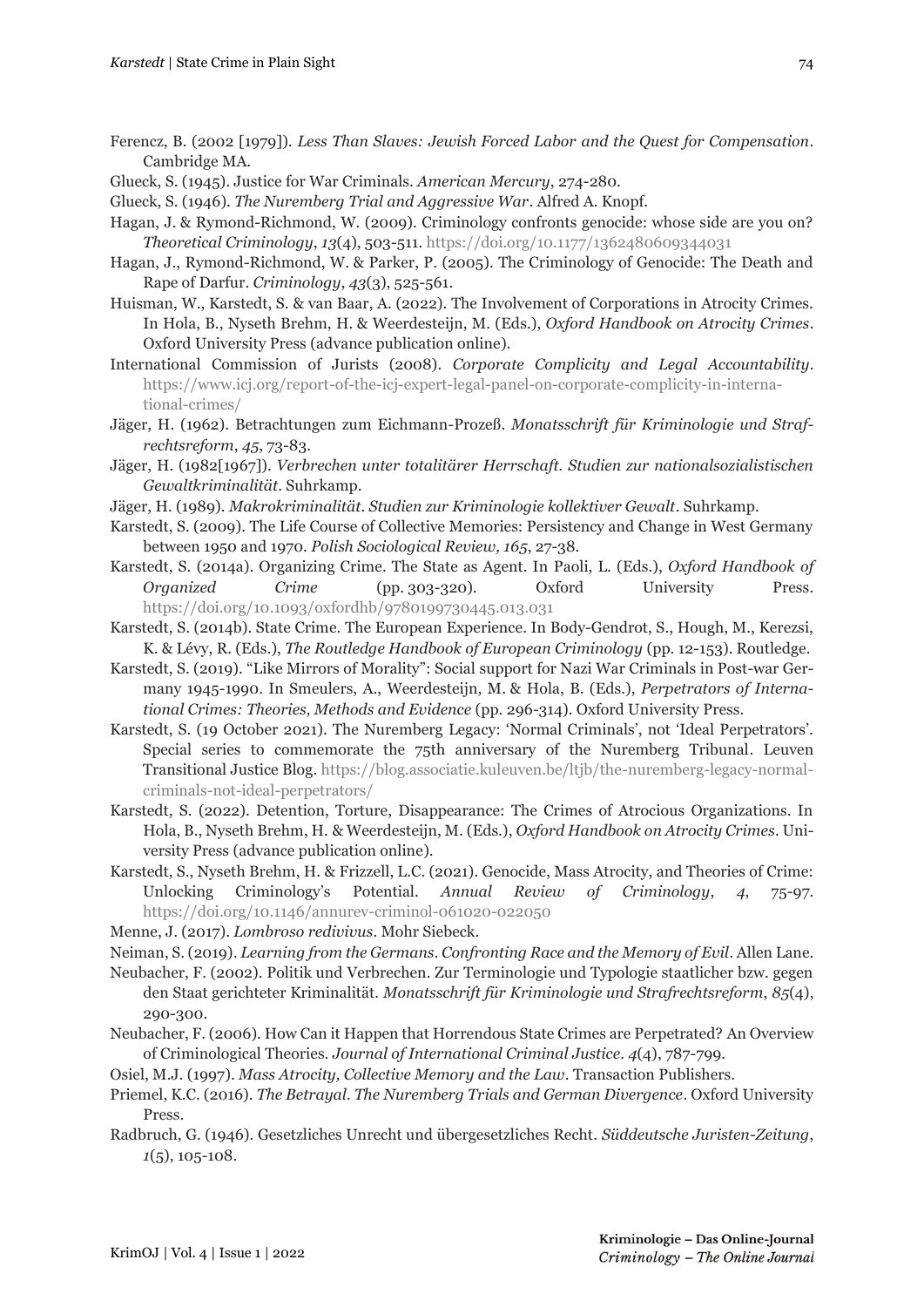Ferencz, B. (2002 [1979]). *Less Than Slaves: Jewish Forced Labor and the Quest for Compensation*. Cambridge MA.

Glueck, S. (1945). Justice for War Criminals. *American Mercury*, 274-280.

Glueck, S. (1946). *The Nuremberg Trial and Aggressive War*. Alfred A. Knopf.

Hagan, J. & Rymond-Richmond, W. (2009). Criminology confronts genocide: whose side are you on? *Theoretical Criminology*, *13*(4), 503-511. https://doi.org/10.1177/1362480609344031

Hagan, J., Rymond-Richmond, W. & Parker, P. (2005). The Criminology of Genocide: The Death and Rape of Darfur. *Criminology*, *43*(3), 525-561.

Huisman, W., Karstedt, S. & van Baar, A. (2022). The Involvement of Corporations in Atrocity Crimes. In Hola, B., Nyseth Brehm, H. & Weerdesteijn, M. (Eds.), *Oxford Handbook on Atrocity Crimes*. Oxford University Press (advance publication online).

International Commission of Jurists (2008). *Corporate Complicity and Legal Accountability*. https://www.icj.org/report-of-the-icj-expert-legal-panel-on-corporate-complicity-in-international-crimes/

Jäger, H. (1962). Betrachtungen zum Eichmann-Prozeß. *Monatsschrift für Kriminologie und Strafrechtsreform*, *45*, 73-83.

Jäger, H. (1982[1967]). *Verbrechen unter totalitärer Herrschaft. Studien zur nationalsozialistischen Gewaltkriminalität*. Suhrkamp.

Jäger, H. (1989). *Makrokriminalität. Studien zur Kriminologie kollektiver Gewalt*. Suhrkamp.

Karstedt, S. (2009). The Life Course of Collective Memories: Persistency and Change in West Germany between 1950 and 1970. *Polish Sociological Review, 165*, 27-38.

Karstedt, S. (2014a). Organizing Crime. The State as Agent. In Paoli, L. (Eds.), *Oxford Handbook of Organized Crime* (pp. 303-320). Oxford University Press. https://doi.org/10.1093/oxfordhb/9780199730445.013.031

Karstedt, S. (2014b). State Crime. The European Experience. In Body-Gendrot, S., Hough, M., Kerezsi, K. & Lévy, R. (Eds.), *The Routledge Handbook of European Criminology* (pp. 12-153). Routledge.

Karstedt, S. (2019). "Like Mirrors of Morality": Social support for Nazi War Criminals in Post-war Germany 1945-1990. In Smeulers, A., Weerdesteijn, M. & Hola, B. (Eds.), *Perpetrators of International Crimes: Theories, Methods and Evidence* (pp. 296-314). Oxford University Press.

Karstedt, S. (19 October 2021). The Nuremberg Legacy: 'Normal Criminals', not 'Ideal Perpetrators'. Special series to commemorate the 75th anniversary of the Nuremberg Tribunal. Leuven Transitional Justice Blog. https://blog.associatie.kuleuven.be/ltjb/the-nuremberg-legacy-normal-criminals-not-ideal-perpetrators/

Karstedt, S. (2022). Detention, Torture, Disappearance: The Crimes of Atrocious Organizations. In Hola, B., Nyseth Brehm, H. & Weerdesteijn, M. (Eds.), *Oxford Handbook on Atrocity Crimes*. University Press (advance publication online).

Karstedt, S., Nyseth Brehm, H. & Frizzell, L.C. (2021). Genocide, Mass Atrocity, and Theories of Crime: Unlocking Criminology's Potential. *Annual Review of Criminology*, *4*, 75-97. https://doi.org/10.1146/annurev-criminol-061020-022050

Menne, J. (2017). *Lombroso redivivus*. Mohr Siebeck.

Neiman, S. (2019). *Learning from the Germans. Confronting Race and the Memory of Evil*. Allen Lane.

Neubacher, F. (2002). Politik und Verbrechen. Zur Terminologie und Typologie staatlicher bzw. gegen den Staat gerichteter Kriminalität. *Monatsschrift für Kriminologie und Strafrechtsreform*, *85*(4), 290-300.

Neubacher, F. (2006). How Can it Happen that Horrendous State Crimes are Perpetrated? An Overview of Criminological Theories. *Journal of International Criminal Justice*. *4*(4), 787-799.

Osiel, M.J. (1997). *Mass Atrocity, Collective Memory and the Law*. Transaction Publishers.

Priemel, K.C. (2016). *The Betrayal. The Nuremberg Trials and German Divergence*. Oxford University Press.

Radbruch, G. (1946). Gesetzliches Unrecht und übergesetzliches Recht. *Süddeutsche Juristen-Zeitung*, *1*(5), 105-108.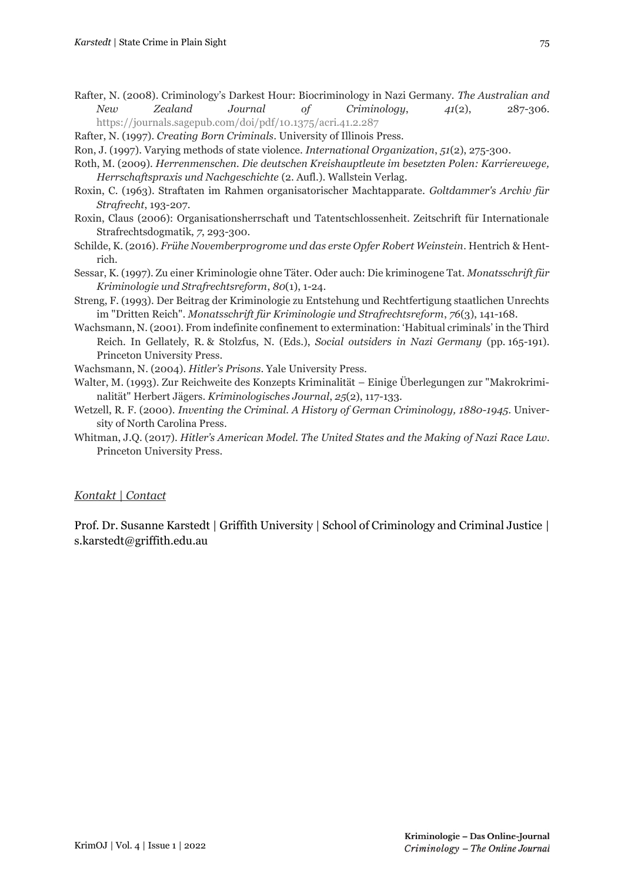Rafter, N. (2008). Criminology's Darkest Hour: Biocriminology in Nazi Germany. *The Australian and New Zealand Journal of Criminology*, *41*(2), 287-306. https://journals.sagepub.com/doi/pdf/10.1375/acri.41.2.287

Rafter, N. (1997). *Creating Born Criminals*. University of Illinois Press.

Ron, J. (1997). Varying methods of state violence. *International Organization*, *51*(2), 275-300.

Roth, M. (2009). *Herrenmenschen. Die deutschen Kreishauptleute im besetzten Polen: Karrierewege, Herrschaftspraxis und Nachgeschichte* (2. Aufl.). Wallstein Verlag.

Roxin, C. (1963). Straftaten im Rahmen organisatorischer Machtapparate. *Goltdammer's Archiv für Strafrecht*, 193-207.

Roxin, Claus (2006): Organisationsherrschaft und Tatentschlossenheit. Zeitschrift für Internationale Strafrechtsdogmatik, *7*, 293-300.

Schilde, K. (2016). *Frühe Novemberprogrome und das erste Opfer Robert Weinstein*. Hentrich & Hentrich.

Sessar, K. (1997). Zu einer Kriminologie ohne Täter. Oder auch: Die kriminogene Tat. *Monatsschrift für Kriminologie und Strafrechtsreform*, *80*(1), 1-24.

Streng, F. (1993). Der Beitrag der Kriminologie zu Entstehung und Rechtfertigung staatlichen Unrechts im "Dritten Reich". *Monatsschrift für Kriminologie und Strafrechtsreform*, *76*(3), 141-168.

Wachsmann, N. (2001). From indefinite confinement to extermination: 'Habitual criminals' in the Third Reich. In Gellately, R. & Stolzfus, N. (Eds.), *Social outsiders in Nazi Germany* (pp. 165-191). Princeton University Press.

Wachsmann, N. (2004). *Hitler's Prisons*. Yale University Press.

Walter, M. (1993). Zur Reichweite des Konzepts Kriminalität – Einige Überlegungen zur "Makrokriminalität" Herbert Jägers. *Kriminologisches Journal*, *25*(2), 117-133.

Wetzell, R. F. (2000). *Inventing the Criminal. A History of German Criminology, 1880-1945*. University of North Carolina Press.

Whitman, J.Q. (2017). *Hitler's American Model. The United States and the Making of Nazi Race Law*. Princeton University Press.

*Kontakt | Contact*

Prof. Dr. Susanne Karstedt | Griffith University | School of Criminology and Criminal Justice | s.karstedt@griffith.edu.au